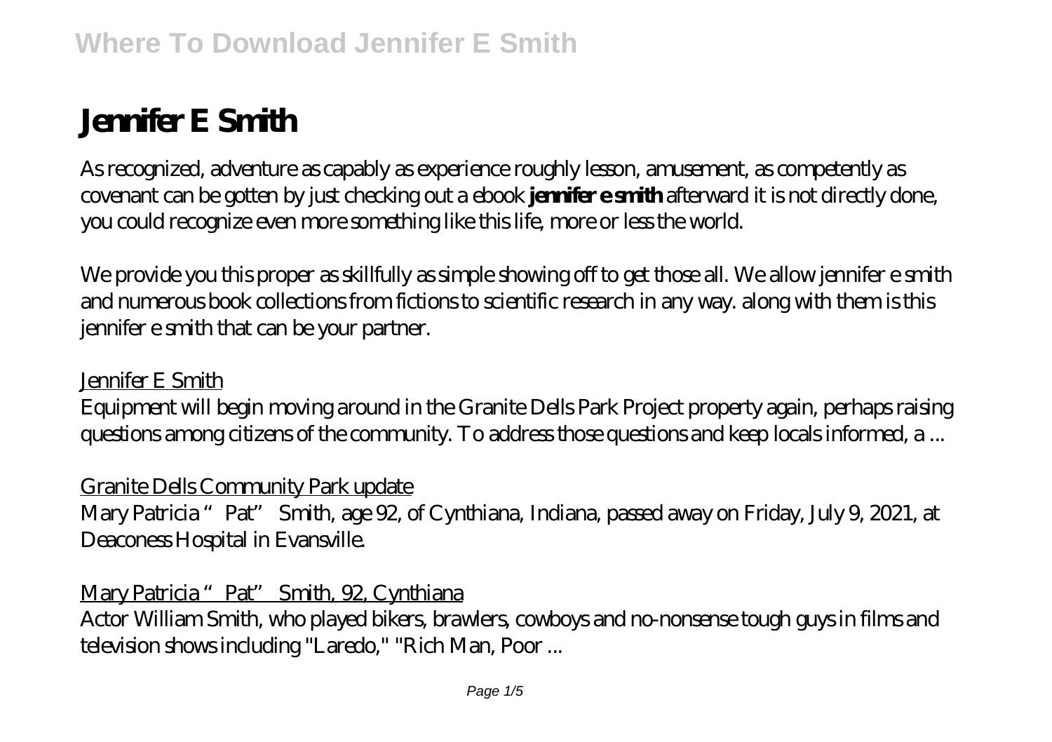# Jennifer E Smith

As recognized, adventure as capably as experience roughly lesson, amusement, as competently as covenant can be gotten by just checking out a ebook **jennifer e smith** afterward it is not directly done, you could recognize even more something like this life, more or less the world.

We provide you this proper as skillfully as simple showing off to get those all. We allow jennifer e smith and numerous book collections from fictions to scientific research in any way. along with them is this jennifer e smith that can be your partner.

Jennifer E Smith

Equipment will begin moving around in the Granite Dells Park Project property again, perhaps raising questions among citizens of the community. To address those questions and keep locals informed, a ...

Granite Dells Community Park update

Mary Patricia "Pat" Smith, age 92, of Cynthiana, Indiana, passed away on Friday, July 9, 2021, at Deaconess Hospital in Evansville.

Mary Patricia "Pat" Smith, 92, Cynthiana

Actor William Smith, who played bikers, brawlers, cowboys and no-nonsense tough guys in films and television shows including "Laredo," "Rich Man, Poor ...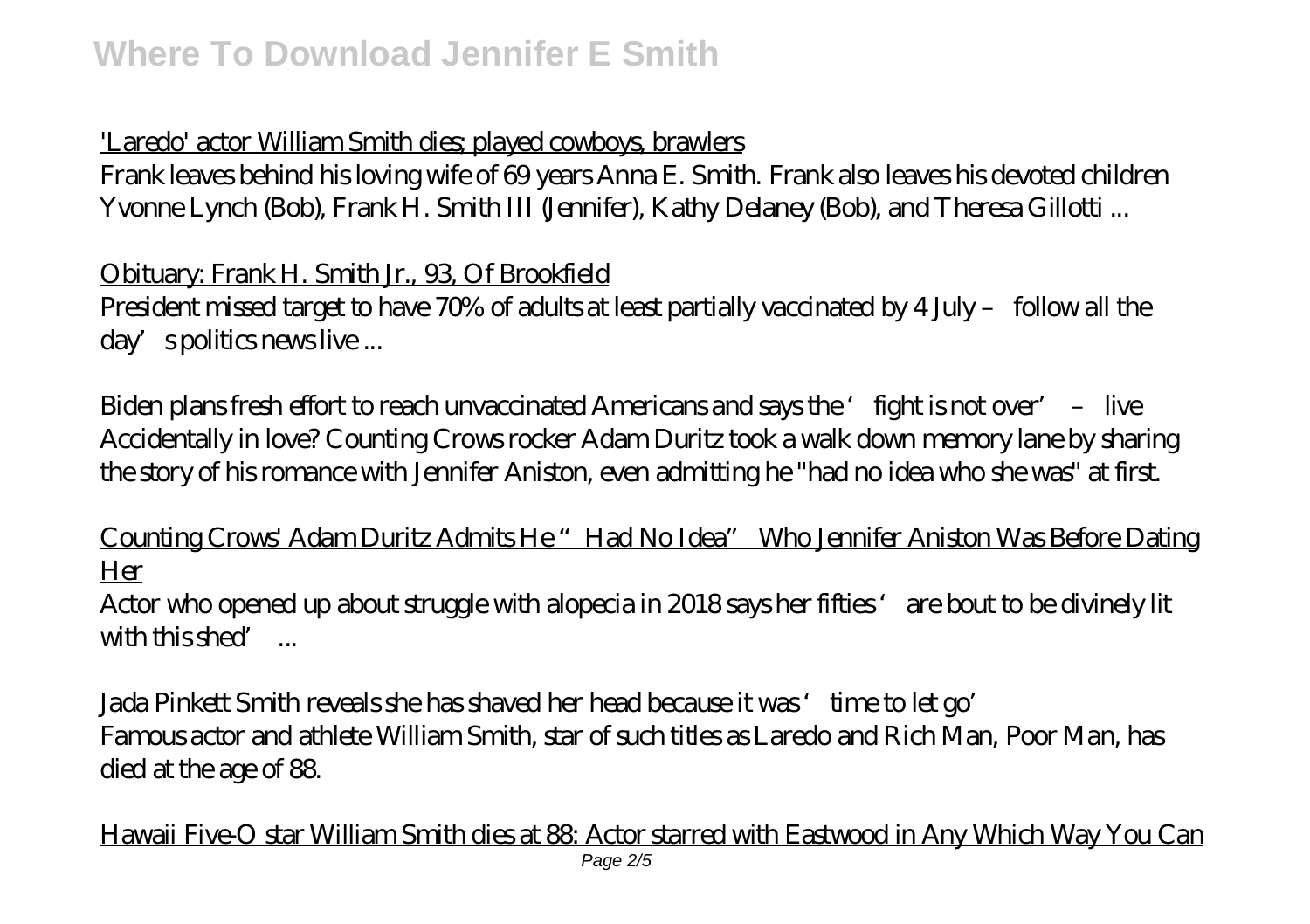'Laredo' actor William Smith dies; played cowboys, brawlers

Frank leaves behind his loving wife of 69 years Anna E. Smith. Frank also leaves his devoted children Yvonne Lynch (Bob), Frank H. Smith III (Jennifer), Kathy Delaney (Bob), and Theresa Gillotti ...

Obituary: Frank H. Smith Jr., 93, Of Brookfield

President missed target to have 70% of adults at least partially vaccinated by 4 July – follow all the day's politics news live ...

Biden plans fresh effort to reach unvaccinated Americans and says the 'fight is not over' – live

Accidentally in love? Counting Crows rocker Adam Duritz took a walk down memory lane by sharing the story of his romance with Jennifer Aniston, even admitting he "had no idea who she was" at first.

Counting Crows' Adam Duritz Admits He "Had No Idea" Who Jennifer Aniston Was Before Dating Her

Actor who opened up about struggle with alopecia in 2018 says her fifties 'are bout to be divinely lit with this shed' ...

Jada Pinkett Smith reveals she has shaved her head because it was 'time to let go'

Famous actor and athlete William Smith, star of such titles as Laredo and Rich Man, Poor Man, has died at the age of 88.

Hawaii Five-O star William Smith dies at 88: Actor starred with Eastwood in Any Which Way You Can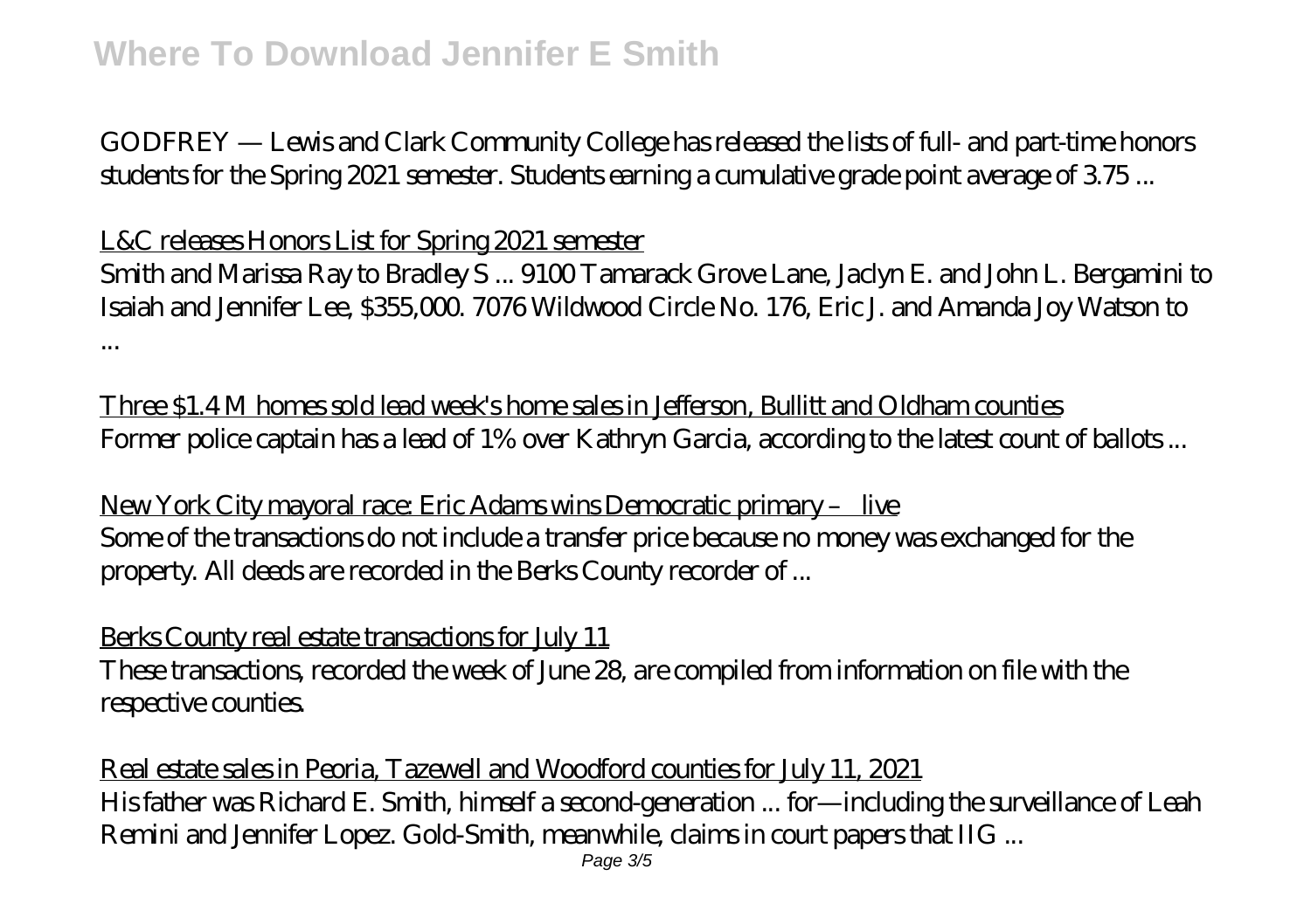GODFREY — Lewis and Clark Community College has released the lists of full- and part-time honors students for the Spring 2021 semester. Students earning a cumulative grade point average of 3.75 ...

L&C releases Honors List for Spring 2021 semester

Smith and Marissa Ray to Bradley S ... 9100 Tamarack Grove Lane, Jaclyn E. and John L. Bergamini to Isaiah and Jennifer Lee, $355,000. 7076 Wildwood Circle No. 176, Eric J. and Amanda Joy Watson to ...

Three $1.4 M homes sold lead week's home sales in Jefferson, Bullitt and Oldham counties

Former police captain has a lead of 1% over Kathryn Garcia, according to the latest count of ballots ...

New York City mayoral race: Eric Adams wins Democratic primary – live

Some of the transactions do not include a transfer price because no money was exchanged for the property. All deeds are recorded in the Berks County recorder of ...

Berks County real estate transactions for July 11

These transactions, recorded the week of June 28, are compiled from information on file with the respective counties.

Real estate sales in Peoria, Tazewell and Woodford counties for July 11, 2021

His father was Richard E. Smith, himself a second-generation ... for—including the surveillance of Leah Remini and Jennifer Lopez. Gold-Smith, meanwhile, claims in court papers that IIG ...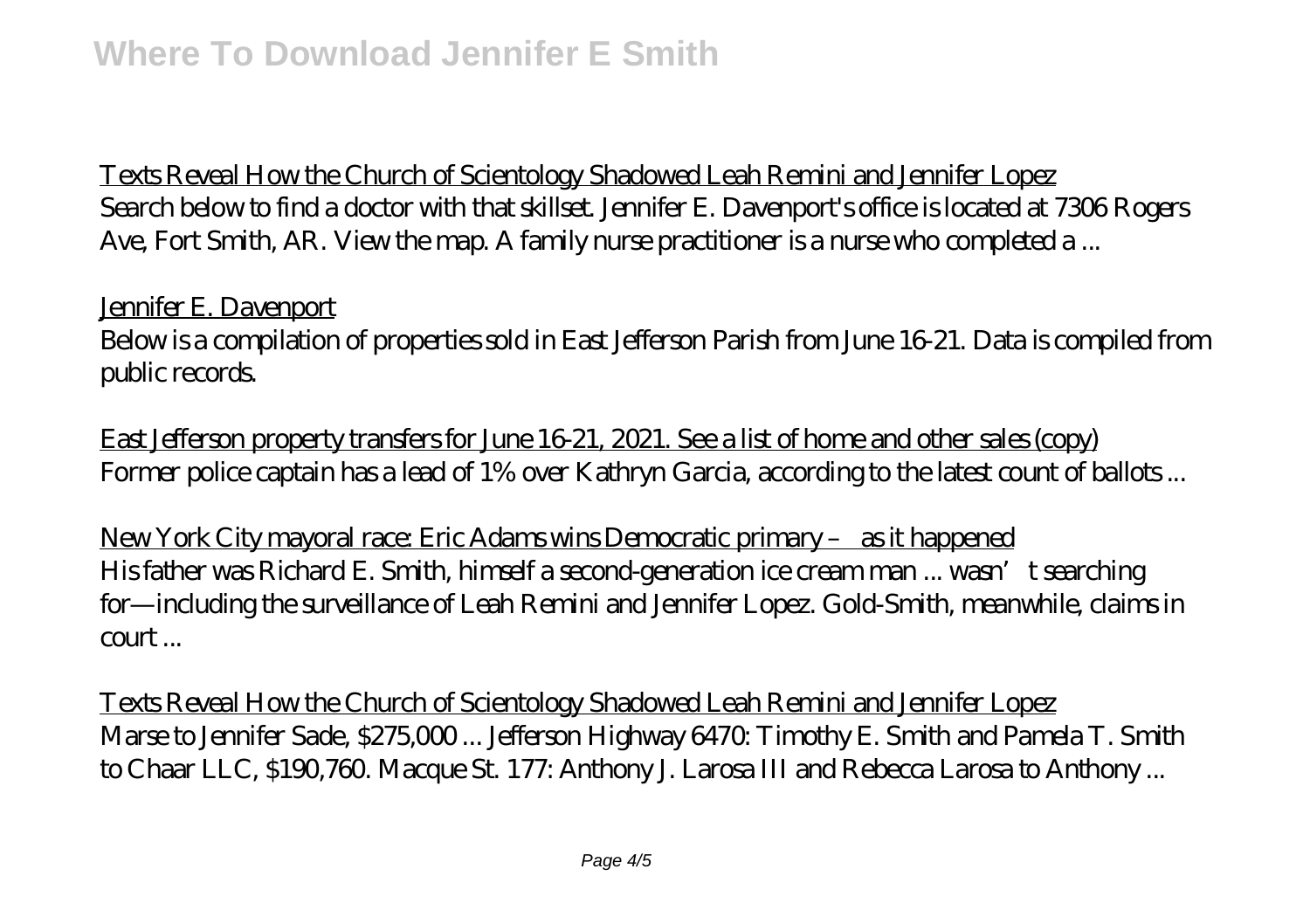Texts Reveal How the Church of Scientology Shadowed Leah Remini and Jennifer Lopez

Search below to find a doctor with that skillset. Jennifer E. Davenport's office is located at 7306 Rogers Ave, Fort Smith, AR. View the map. A family nurse practitioner is a nurse who completed a ...

Jennifer E. Davenport

Below is a compilation of properties sold in East Jefferson Parish from June 16-21. Data is compiled from public records.

East Jefferson property transfers for June 16-21, 2021. See a list of home and other sales (copy)

Former police captain has a lead of 1% over Kathryn Garcia, according to the latest count of ballots ...

New York City mayoral race: Eric Adams wins Democratic primary – as it happened

His father was Richard E. Smith, himself a second-generation ice cream man ... wasn't searching for—including the surveillance of Leah Remini and Jennifer Lopez. Gold-Smith, meanwhile, claims in court ...

Texts Reveal How the Church of Scientology Shadowed Leah Remini and Jennifer Lopez

Marse to Jennifer Sade, $275,000 ... Jefferson Highway 6470: Timothy E. Smith and Pamela T. Smith to Chaar LLC, $190,760. Macque St. 177: Anthony J. Larosa III and Rebecca Larosa to Anthony ...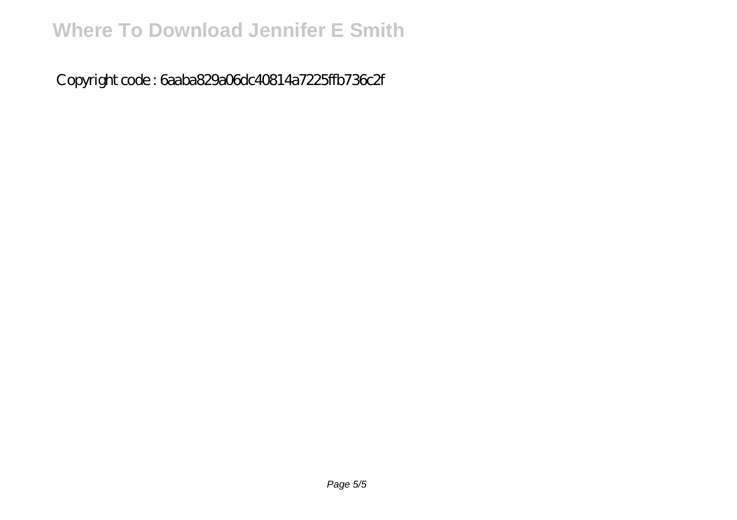Copyright code : 6aaba829a06dc40814a7225ffb736c2f